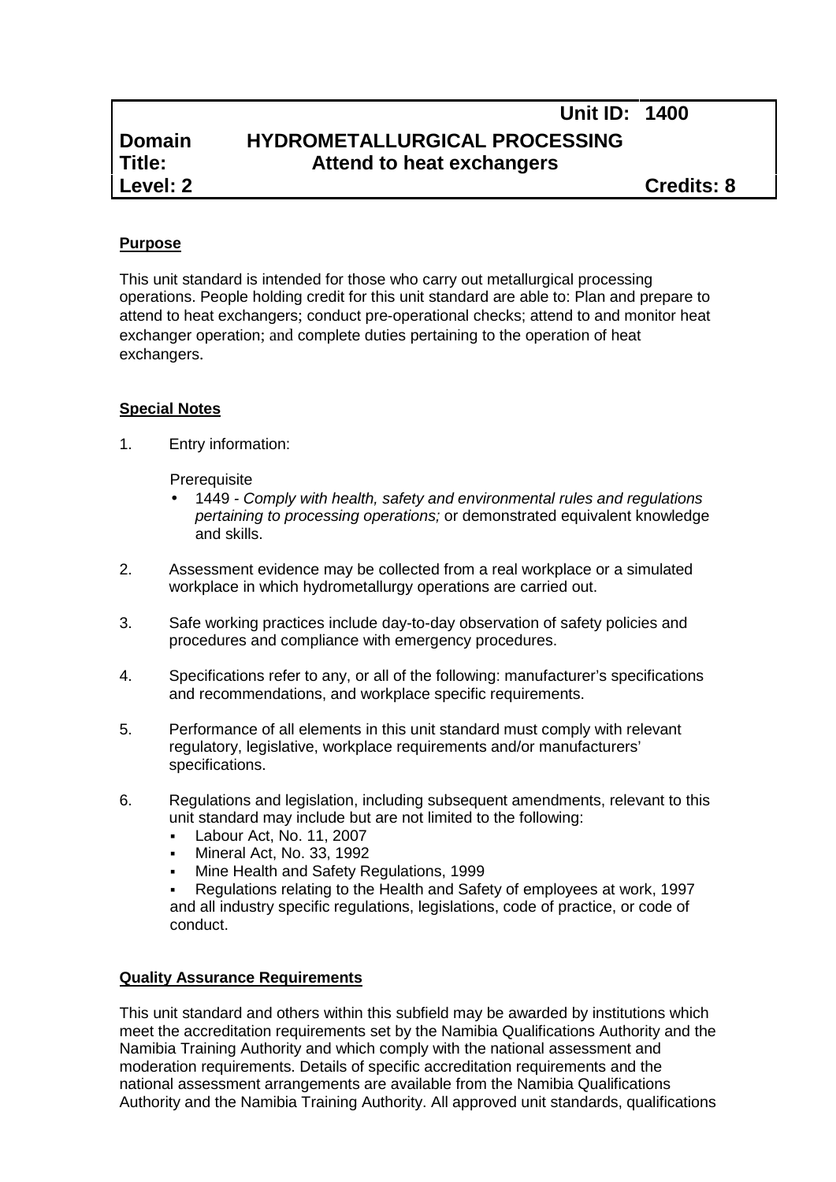| | | Unit ID: | 1400 |
|---|---|---|---|
| **Domain** | **HYDROMETALLURGICAL PROCESSING** | | |
| **Title:** | **Attend to heat exchangers** | | |
| **Level: 2** | | | **Credits: 8** |

## Purpose

This unit standard is intended for those who carry out metallurgical processing operations. People holding credit for this unit standard are able to: Plan and prepare to attend to heat exchangers; conduct pre-operational checks; attend to and monitor heat exchanger operation; and complete duties pertaining to the operation of heat exchangers.

## Special Notes

1. Entry information:

   Prerequisite
   - 1449 - *Comply with health, safety and environmental rules and regulations pertaining to processing operations;* or demonstrated equivalent knowledge and skills.

2. Assessment evidence may be collected from a real workplace or a simulated workplace in which hydrometallurgy operations are carried out.

3. Safe working practices include day-to-day observation of safety policies and procedures and compliance with emergency procedures.

4. Specifications refer to any, or all of the following: manufacturer's specifications and recommendations, and workplace specific requirements.

5. Performance of all elements in this unit standard must comply with relevant regulatory, legislative, workplace requirements and/or manufacturers' specifications.

6. Regulations and legislation, including subsequent amendments, relevant to this unit standard may include but are not limited to the following:
   - Labour Act, No. 11, 2007
   - Mineral Act, No. 33, 1992
   - Mine Health and Safety Regulations, 1999
   - Regulations relating to the Health and Safety of employees at work, 1997

   and all industry specific regulations, legislations, code of practice, or code of conduct.

## Quality Assurance Requirements

This unit standard and others within this subfield may be awarded by institutions which meet the accreditation requirements set by the Namibia Qualifications Authority and the Namibia Training Authority and which comply with the national assessment and moderation requirements. Details of specific accreditation requirements and the national assessment arrangements are available from the Namibia Qualifications Authority and the Namibia Training Authority. All approved unit standards, qualifications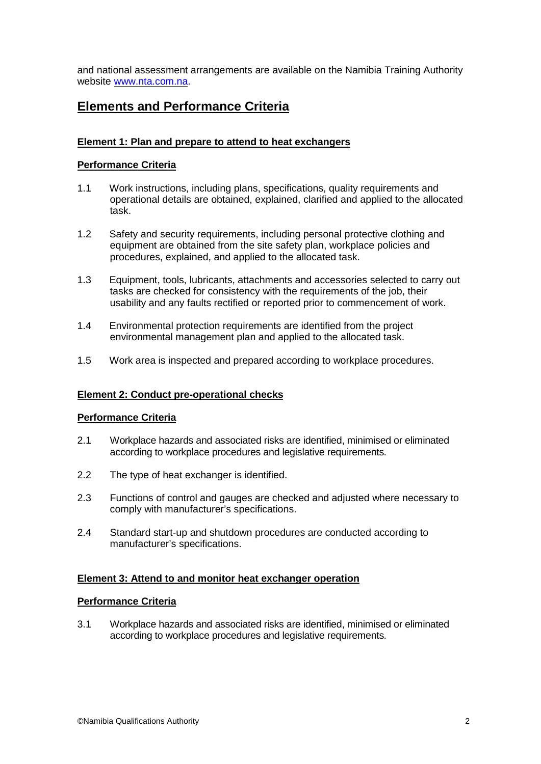and national assessment arrangements are available on the Namibia Training Authority website [www.nta.com.na](http://www.nta.com.na).

## Elements and Performance Criteria

### Element 1: Plan and prepare to attend to heat exchangers

#### Performance Criteria

1.1 Work instructions, including plans, specifications, quality requirements and operational details are obtained, explained, clarified and applied to the allocated task.

1.2 Safety and security requirements, including personal protective clothing and equipment are obtained from the site safety plan, workplace policies and procedures, explained, and applied to the allocated task.

1.3 Equipment, tools, lubricants, attachments and accessories selected to carry out tasks are checked for consistency with the requirements of the job, their usability and any faults rectified or reported prior to commencement of work.

1.4 Environmental protection requirements are identified from the project environmental management plan and applied to the allocated task.

1.5 Work area is inspected and prepared according to workplace procedures.

### Element 2: Conduct pre-operational checks

#### Performance Criteria

2.1 Workplace hazards and associated risks are identified, minimised or eliminated according to workplace procedures and legislative requirements.

2.2 The type of heat exchanger is identified.

2.3 Functions of control and gauges are checked and adjusted where necessary to comply with manufacturer's specifications.

2.4 Standard start-up and shutdown procedures are conducted according to manufacturer's specifications.

### Element 3: Attend to and monitor heat exchanger operation

#### Performance Criteria

3.1 Workplace hazards and associated risks are identified, minimised or eliminated according to workplace procedures and legislative requirements.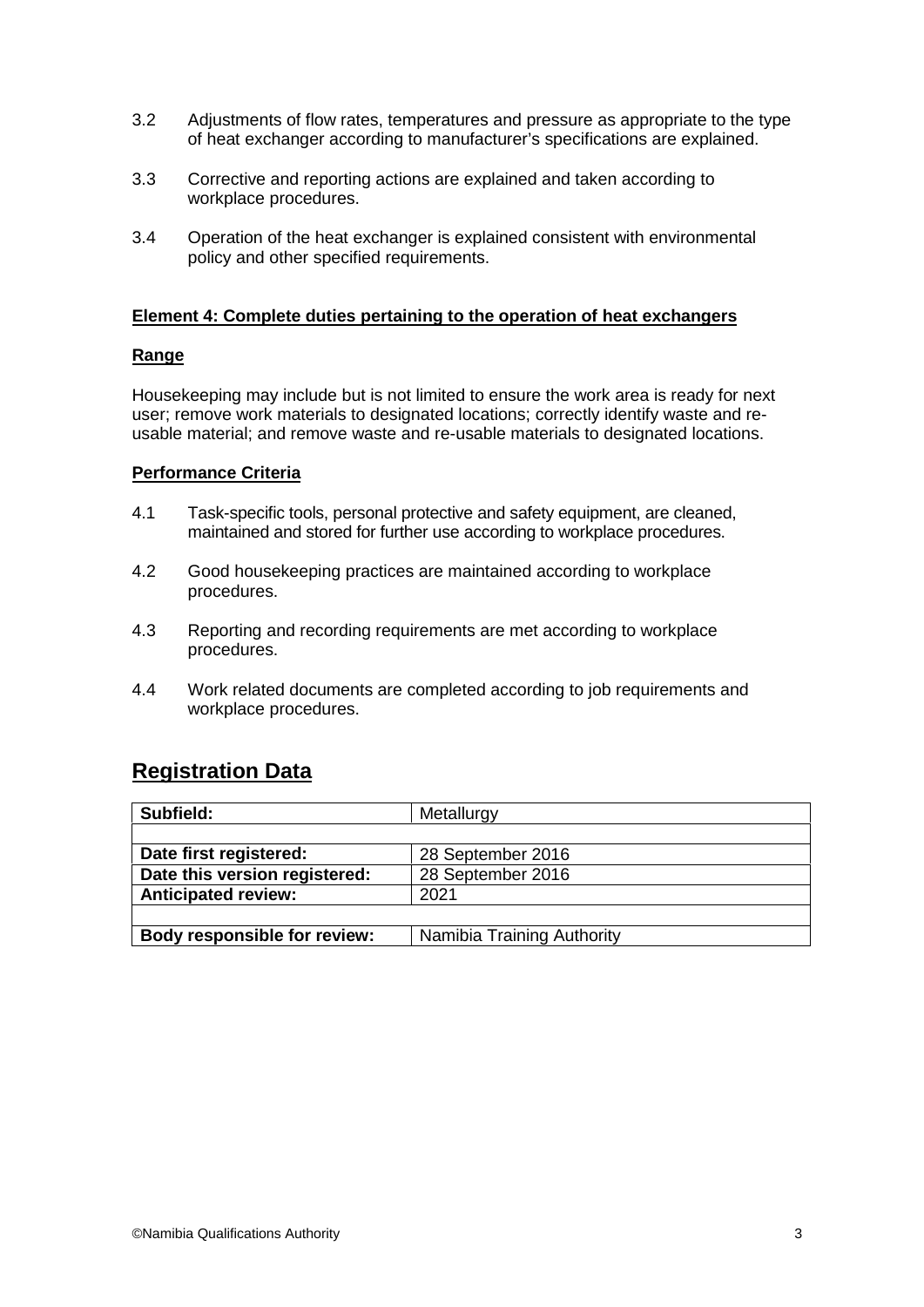3.2 Adjustments of flow rates, temperatures and pressure as appropriate to the type of heat exchanger according to manufacturer's specifications are explained.

3.3 Corrective and reporting actions are explained and taken according to workplace procedures.

3.4 Operation of the heat exchanger is explained consistent with environmental policy and other specified requirements.

**Element 4: Complete duties pertaining to the operation of heat exchangers**

**Range**

Housekeeping may include but is not limited to ensure the work area is ready for next user; remove work materials to designated locations; correctly identify waste and re-usable material; and remove waste and re-usable materials to designated locations.

**Performance Criteria**

4.1 Task-specific tools, personal protective and safety equipment, are cleaned, maintained and stored for further use according to workplace procedures.

4.2 Good housekeeping practices are maintained according to workplace procedures.

4.3 Reporting and recording requirements are met according to workplace procedures.

4.4 Work related documents are completed according to job requirements and workplace procedures.

## Registration Data

| | |
|---|---|
| **Subfield:** | Metallurgy |
| | |
| **Date first registered:** | 28 September 2016 |
| **Date this version registered:** | 28 September 2016 |
| **Anticipated review:** | 2021 |
| | |
| **Body responsible for review:** | Namibia Training Authority |

©Namibia Qualifications Authority